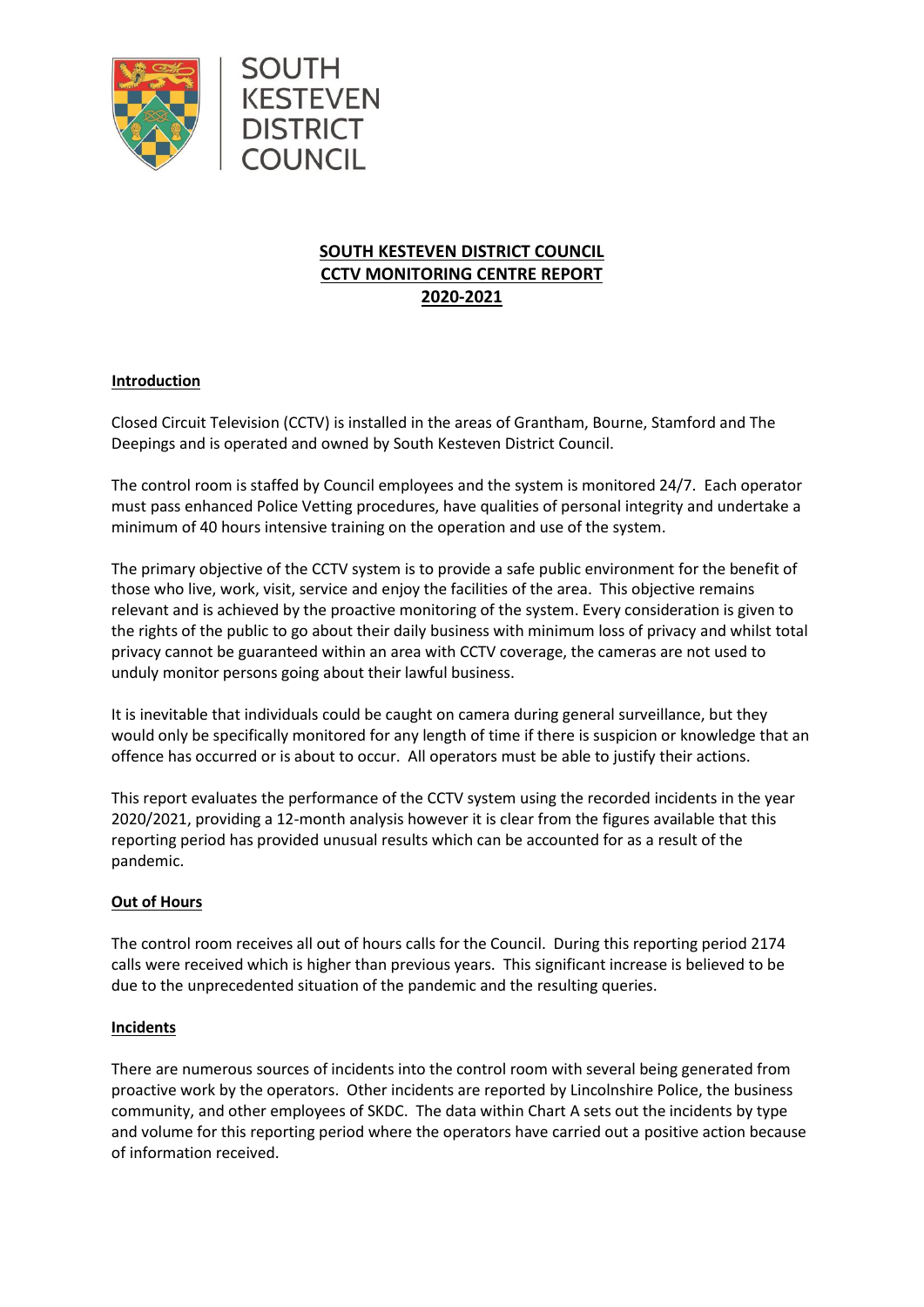# SOUTH KESTEVEN DISTRICT COUNCIL
# CCTV MONITORING CENTRE REPORT
# 2020-2021

## Introduction

Closed Circuit Television (CCTV) is installed in the areas of Grantham, Bourne, Stamford and The Deepings and is operated and owned by South Kesteven District Council.

The control room is staffed by Council employees and the system is monitored 24/7. Each operator must pass enhanced Police Vetting procedures, have qualities of personal integrity and undertake a minimum of 40 hours intensive training on the operation and use of the system.

The primary objective of the CCTV system is to provide a safe public environment for the benefit of those who live, work, visit, service and enjoy the facilities of the area. This objective remains relevant and is achieved by the proactive monitoring of the system. Every consideration is given to the rights of the public to go about their daily business with minimum loss of privacy and whilst total privacy cannot be guaranteed within an area with CCTV coverage, the cameras are not used to unduly monitor persons going about their lawful business.

It is inevitable that individuals could be caught on camera during general surveillance, but they would only be specifically monitored for any length of time if there is suspicion or knowledge that an offence has occurred or is about to occur. All operators must be able to justify their actions.

This report evaluates the performance of the CCTV system using the recorded incidents in the year 2020/2021, providing a 12-month analysis however it is clear from the figures available that this reporting period has provided unusual results which can be accounted for as a result of the pandemic.

## Out of Hours

The control room receives all out of hours calls for the Council. During this reporting period 2174 calls were received which is higher than previous years. This significant increase is believed to be due to the unprecedented situation of the pandemic and the resulting queries.

## Incidents

There are numerous sources of incidents into the control room with several being generated from proactive work by the operators. Other incidents are reported by Lincolnshire Police, the business community, and other employees of SKDC. The data within Chart A sets out the incidents by type and volume for this reporting period where the operators have carried out a positive action because of information received.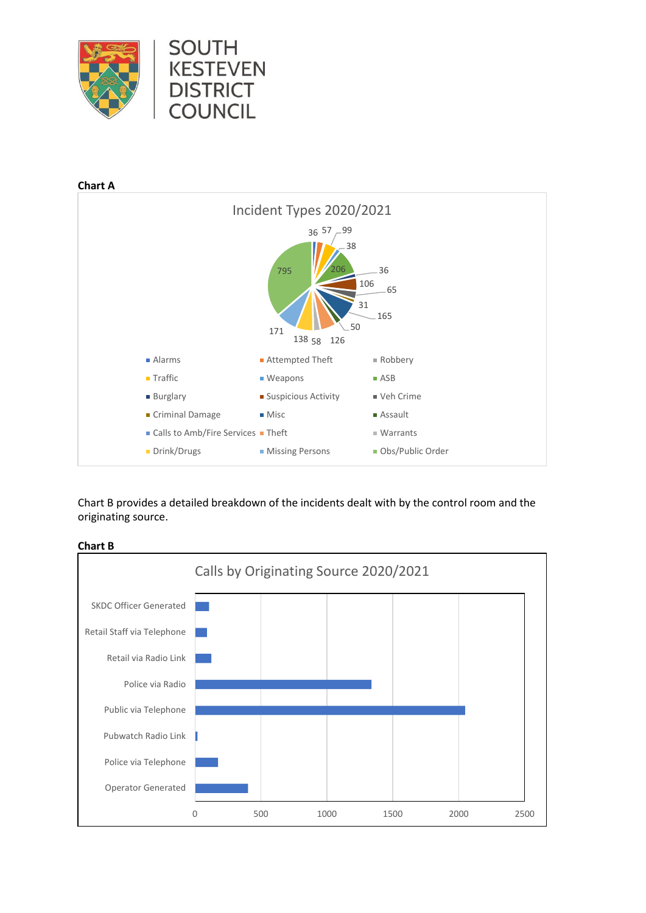**Chart A**

Incident Types 2020/2021

Legend: Alarms, Attempted Theft, Robbery, Traffic, Weapons, ASB, Burglary, Suspicious Activity, Veh Crime, Criminal Damage, Misc, Assault, Calls to Amb/Fire Services, Theft, Warrants, Drink/Drugs, Missing Persons, Obs/Public Order

Data labels: 36, 57, 99, 38, 206, 36, 106, 65, 31, 165, 50, 126, 58, 138, 171, 795

Chart B provides a detailed breakdown of the incidents dealt with by the control room and the originating source.

**Chart B**

Calls by Originating Source 2020/2021

Categories: SKDC Officer Generated, Retail Staff via Telephone, Retail via Radio Link, Police via Radio, Public via Telephone, Pubwatch Radio Link, Police via Telephone, Operator Generated

Axis: 0, 500, 1000, 1500, 2000, 2500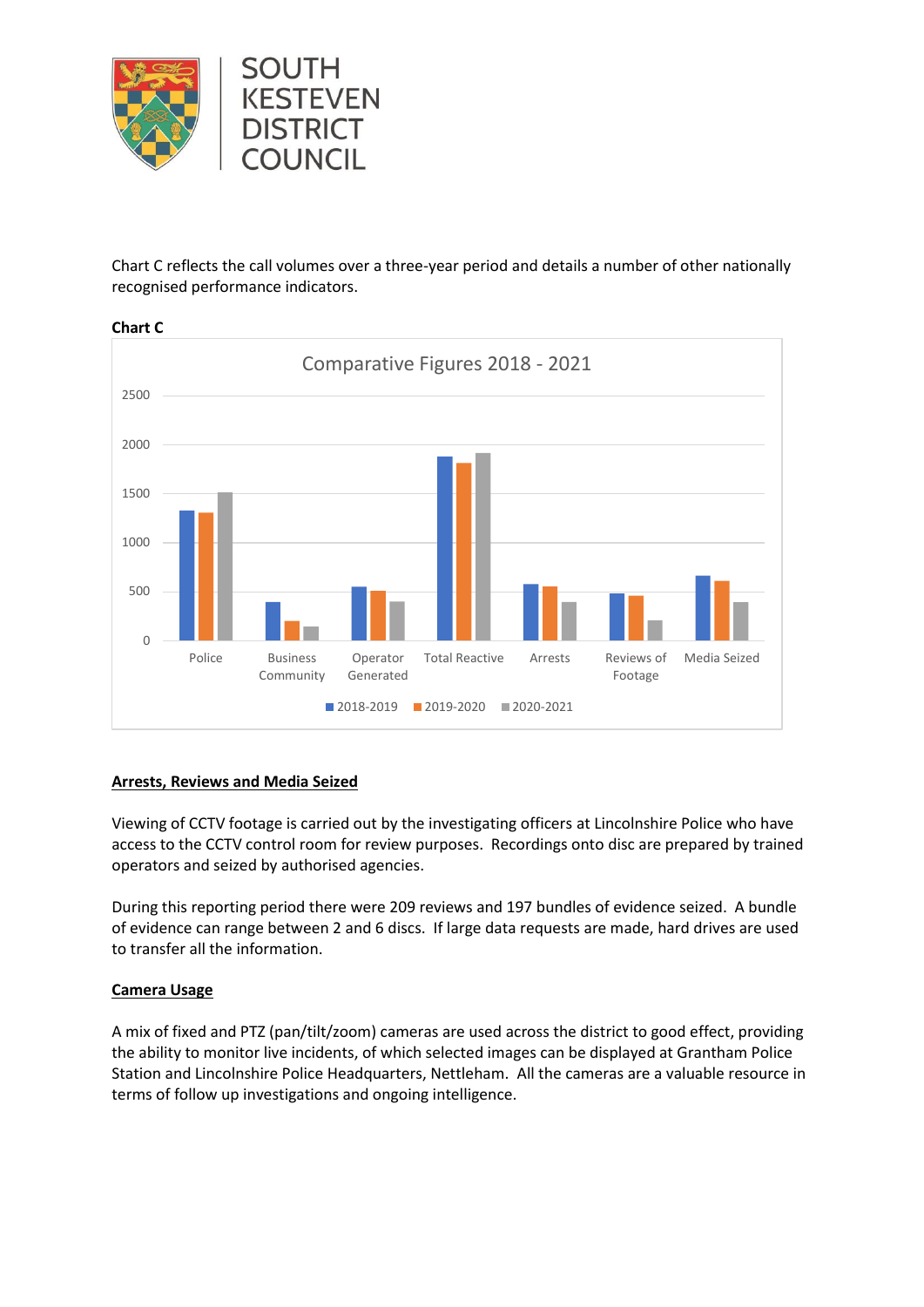Chart C reflects the call volumes over a three-year period and details a number of other nationally recognised performance indicators.

**Chart C**

Comparative Figures 2018 - 2021

## Arrests, Reviews and Media Seized

Viewing of CCTV footage is carried out by the investigating officers at Lincolnshire Police who have access to the CCTV control room for review purposes. Recordings onto disc are prepared by trained operators and seized by authorised agencies.

During this reporting period there were 209 reviews and 197 bundles of evidence seized. A bundle of evidence can range between 2 and 6 discs. If large data requests are made, hard drives are used to transfer all the information.

## Camera Usage

A mix of fixed and PTZ (pan/tilt/zoom) cameras are used across the district to good effect, providing the ability to monitor live incidents, of which selected images can be displayed at Grantham Police Station and Lincolnshire Police Headquarters, Nettleham. All the cameras are a valuable resource in terms of follow up investigations and ongoing intelligence.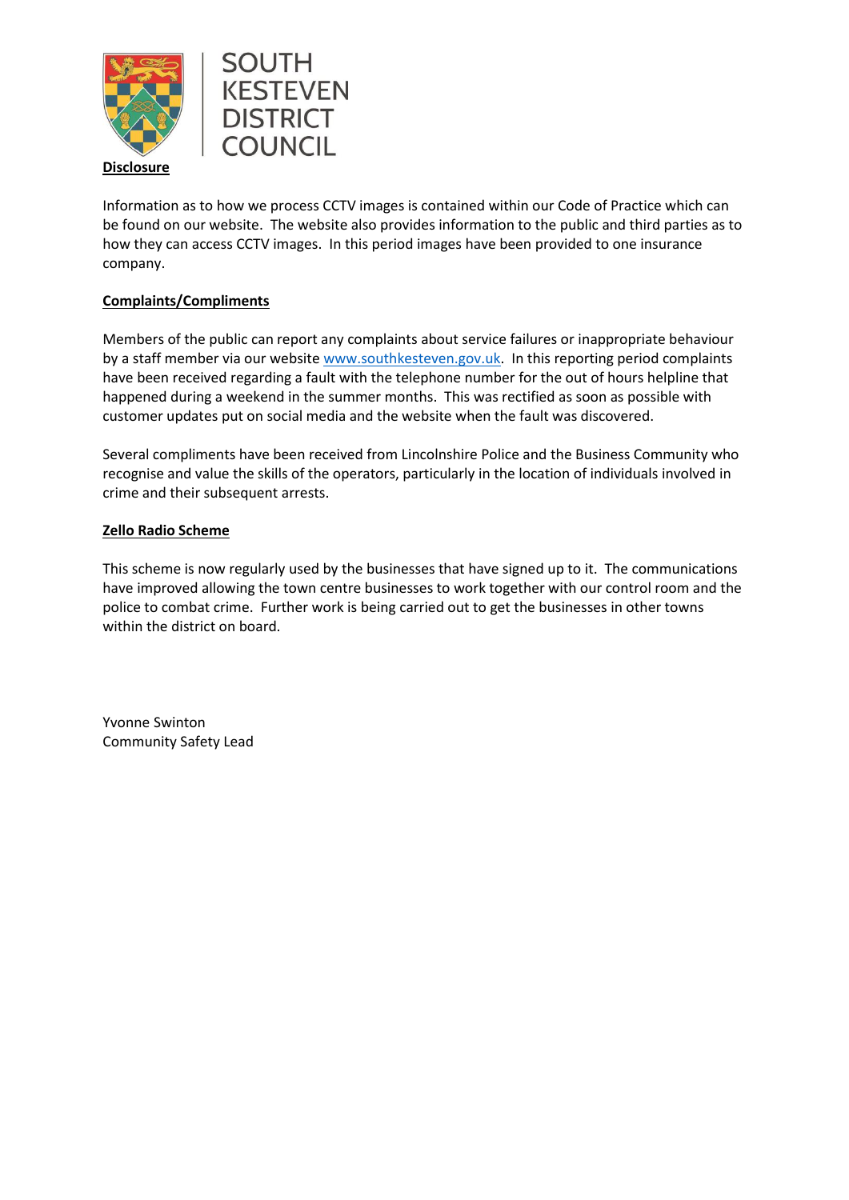SOUTH KESTEVEN DISTRICT COUNCIL

**Disclosure**

Information as to how we process CCTV images is contained within our Code of Practice which can be found on our website. The website also provides information to the public and third parties as to how they can access CCTV images. In this period images have been provided to one insurance company.

**Complaints/Compliments**

Members of the public can report any complaints about service failures or inappropriate behaviour by a staff member via our website www.southkesteven.gov.uk. In this reporting period complaints have been received regarding a fault with the telephone number for the out of hours helpline that happened during a weekend in the summer months. This was rectified as soon as possible with customer updates put on social media and the website when the fault was discovered.

Several compliments have been received from Lincolnshire Police and the Business Community who recognise and value the skills of the operators, particularly in the location of individuals involved in crime and their subsequent arrests.

**Zello Radio Scheme**

This scheme is now regularly used by the businesses that have signed up to it. The communications have improved allowing the town centre businesses to work together with our control room and the police to combat crime. Further work is being carried out to get the businesses in other towns within the district on board.

Yvonne Swinton
Community Safety Lead